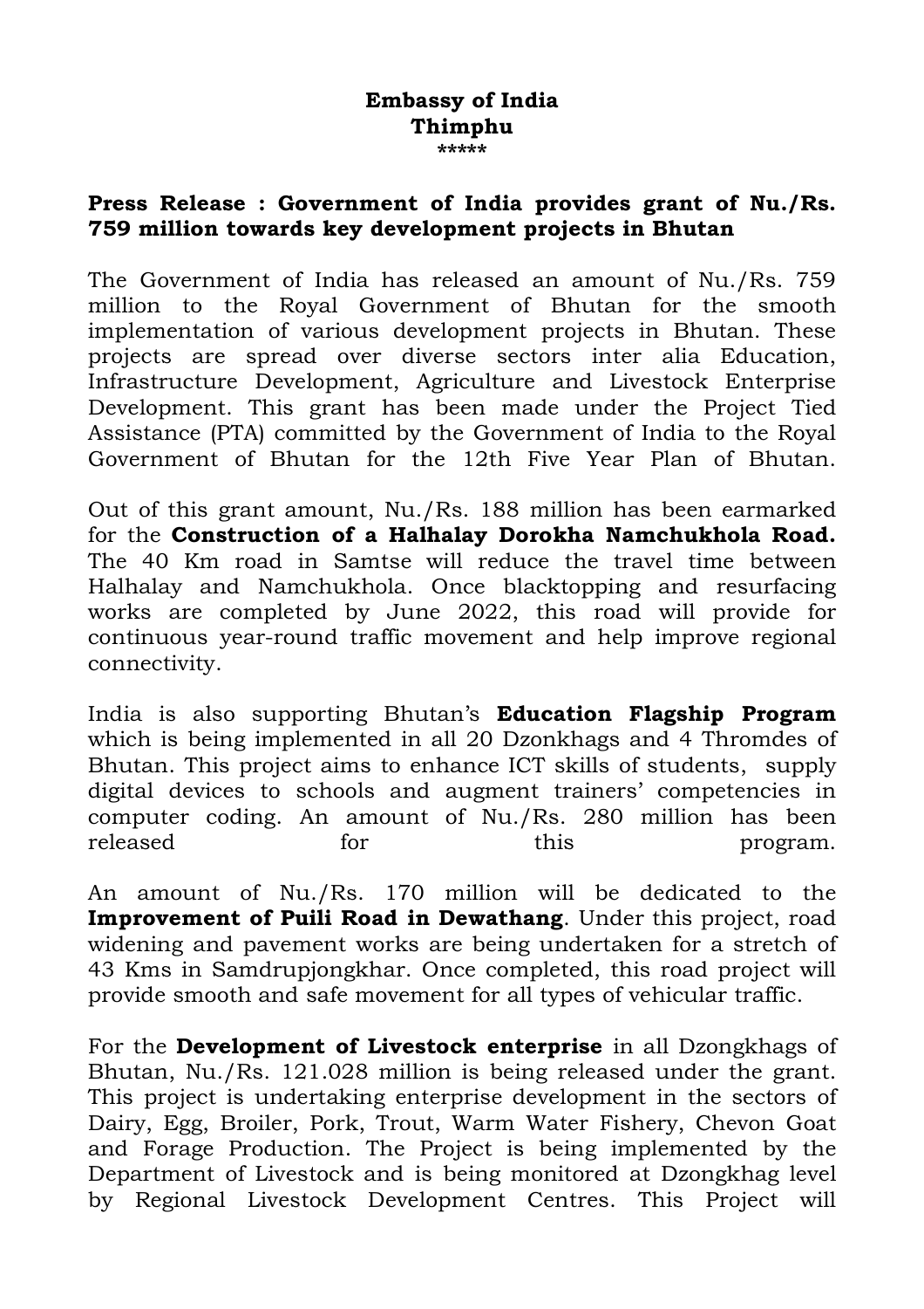**Embassy of India**
**Thimphu**
\*\*\*\*\*

**Press Release : Government of India provides grant of Nu./Rs. 759 million towards key development projects in Bhutan**

The Government of India has released an amount of Nu./Rs. 759 million to the Royal Government of Bhutan for the smooth implementation of various development projects in Bhutan. These projects are spread over diverse sectors inter alia Education, Infrastructure Development, Agriculture and Livestock Enterprise Development. This grant has been made under the Project Tied Assistance (PTA) committed by the Government of India to the Royal Government of Bhutan for the 12th Five Year Plan of Bhutan.

Out of this grant amount, Nu./Rs. 188 million has been earmarked for the **Construction of a Halhalay Dorokha Namchukhola Road.** The 40 Km road in Samtse will reduce the travel time between Halhalay and Namchukhola. Once blacktopping and resurfacing works are completed by June 2022, this road will provide for continuous year-round traffic movement and help improve regional connectivity.

India is also supporting Bhutan's **Education Flagship Program** which is being implemented in all 20 Dzonkhags and 4 Thromdes of Bhutan. This project aims to enhance ICT skills of students, supply digital devices to schools and augment trainers' competencies in computer coding. An amount of Nu./Rs. 280 million has been released for this program.

An amount of Nu./Rs. 170 million will be dedicated to the **Improvement of Puili Road in Dewathang**. Under this project, road widening and pavement works are being undertaken for a stretch of 43 Kms in Samdrupjongkhar. Once completed, this road project will provide smooth and safe movement for all types of vehicular traffic.

For the **Development of Livestock enterprise** in all Dzongkhags of Bhutan, Nu./Rs. 121.028 million is being released under the grant. This project is undertaking enterprise development in the sectors of Dairy, Egg, Broiler, Pork, Trout, Warm Water Fishery, Chevon Goat and Forage Production. The Project is being implemented by the Department of Livestock and is being monitored at Dzongkhag level by Regional Livestock Development Centres. This Project will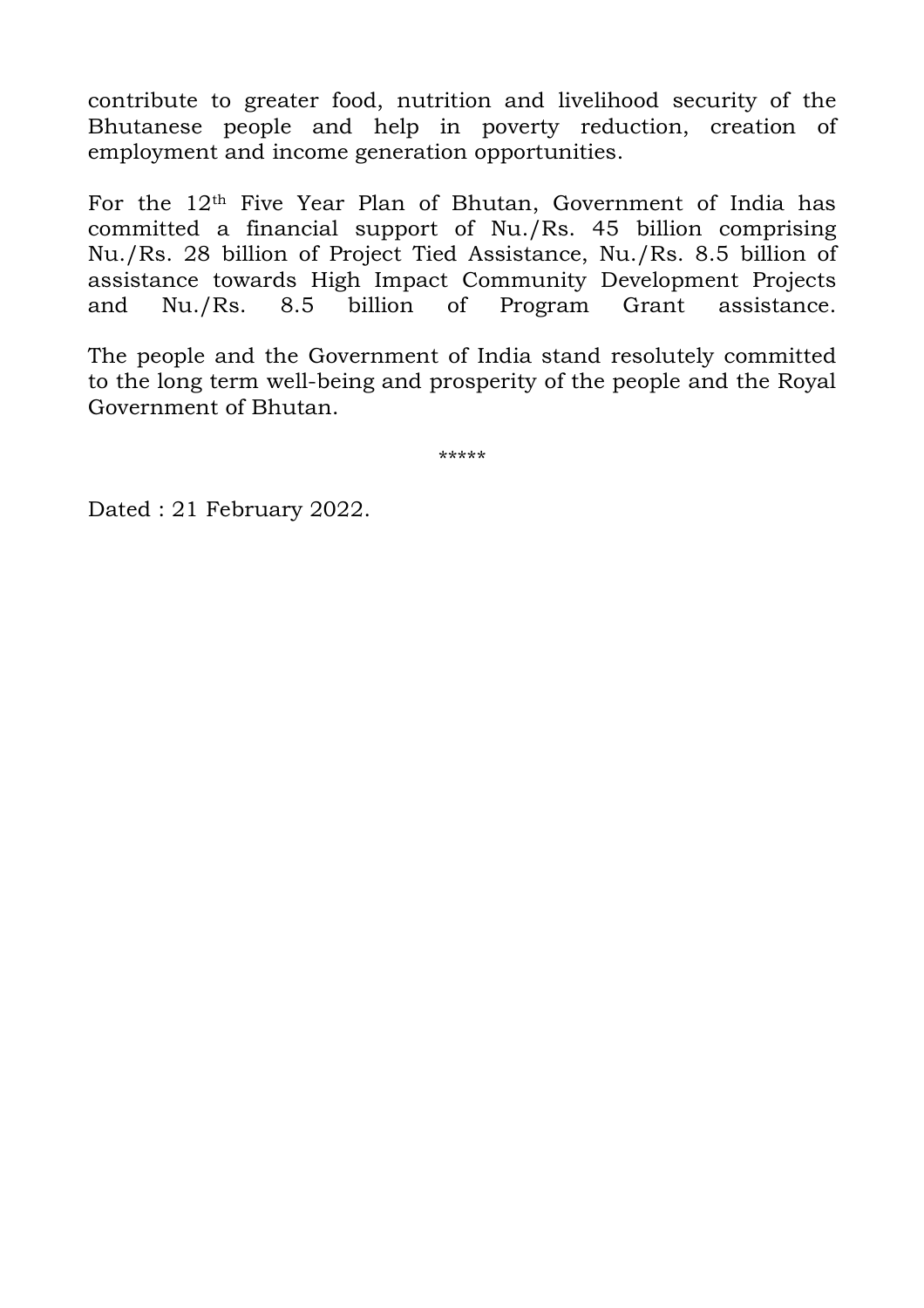contribute to greater food, nutrition and livelihood security of the Bhutanese people and help in poverty reduction, creation of employment and income generation opportunities.

For the 12th Five Year Plan of Bhutan, Government of India has committed a financial support of Nu./Rs. 45 billion comprising Nu./Rs. 28 billion of Project Tied Assistance, Nu./Rs. 8.5 billion of assistance towards High Impact Community Development Projects and Nu./Rs. 8.5 billion of Program Grant assistance.

The people and the Government of India stand resolutely committed to the long term well-being and prosperity of the people and the Royal Government of Bhutan.

*****

Dated : 21 February 2022.